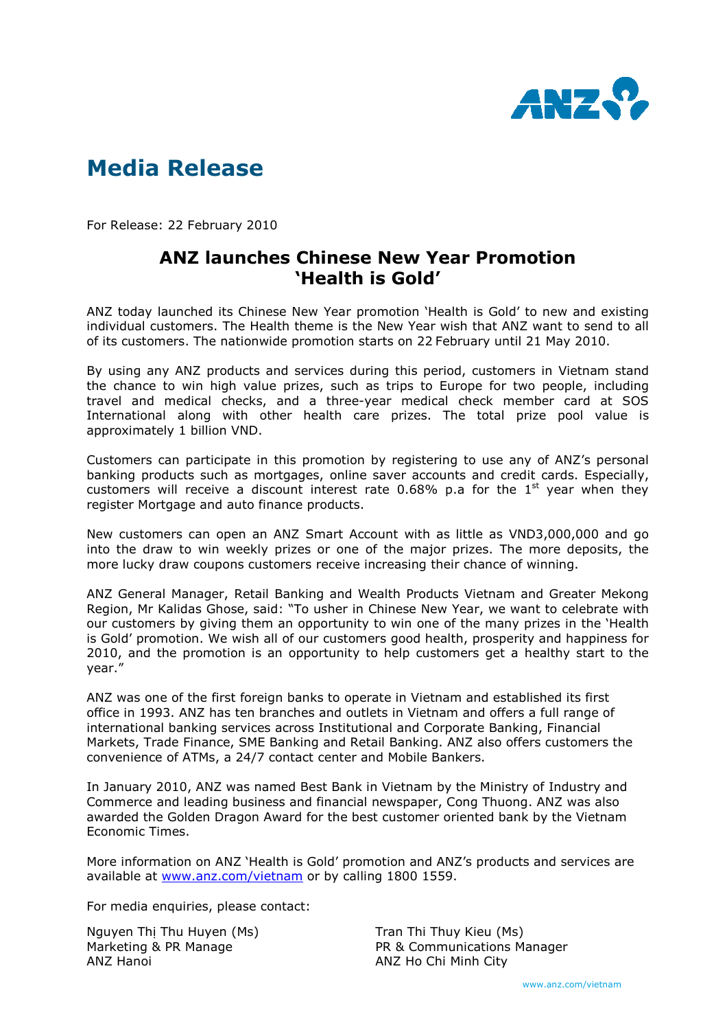# Media Release

For Release: 22 February 2010

## ANZ launches Chinese New Year Promotion 'Health is Gold'

ANZ today launched its Chinese New Year promotion 'Health is Gold' to new and existing individual customers. The Health theme is the New Year wish that ANZ want to send to all of its customers. The nationwide promotion starts on 22 February until 21 May 2010.

By using any ANZ products and services during this period, customers in Vietnam stand the chance to win high value prizes, such as trips to Europe for two people, including travel and medical checks, and a three-year medical check member card at SOS International along with other health care prizes. The total prize pool value is approximately 1 billion VND.

Customers can participate in this promotion by registering to use any of ANZ's personal banking products such as mortgages, online saver accounts and credit cards. Especially, customers will receive a discount interest rate 0.68% p.a for the 1st year when they register Mortgage and auto finance products.

New customers can open an ANZ Smart Account with as little as VND3,000,000 and go into the draw to win weekly prizes or one of the major prizes. The more deposits, the more lucky draw coupons customers receive increasing their chance of winning.

ANZ General Manager, Retail Banking and Wealth Products Vietnam and Greater Mekong Region, Mr Kalidas Ghose, said: "To usher in Chinese New Year, we want to celebrate with our customers by giving them an opportunity to win one of the many prizes in the 'Health is Gold' promotion. We wish all of our customers good health, prosperity and happiness for 2010, and the promotion is an opportunity to help customers get a healthy start to the year."

ANZ was one of the first foreign banks to operate in Vietnam and established its first office in 1993. ANZ has ten branches and outlets in Vietnam and offers a full range of international banking services across Institutional and Corporate Banking, Financial Markets, Trade Finance, SME Banking and Retail Banking. ANZ also offers customers the convenience of ATMs, a 24/7 contact center and Mobile Bankers.

In January 2010, ANZ was named Best Bank in Vietnam by the Ministry of Industry and Commerce and leading business and financial newspaper, Cong Thuong. ANZ was also awarded the Golden Dragon Award for the best customer oriented bank by the Vietnam Economic Times.

More information on ANZ 'Health is Gold' promotion and ANZ's products and services are available at www.anz.com/vietnam or by calling 1800 1559.

For media enquiries, please contact:

Nguyen Thị Thu Huyen (Ms)
Marketing & PR Manage
ANZ Hanoi

Tran Thi Thuy Kieu (Ms)
PR & Communications Manager
ANZ Ho Chi Minh City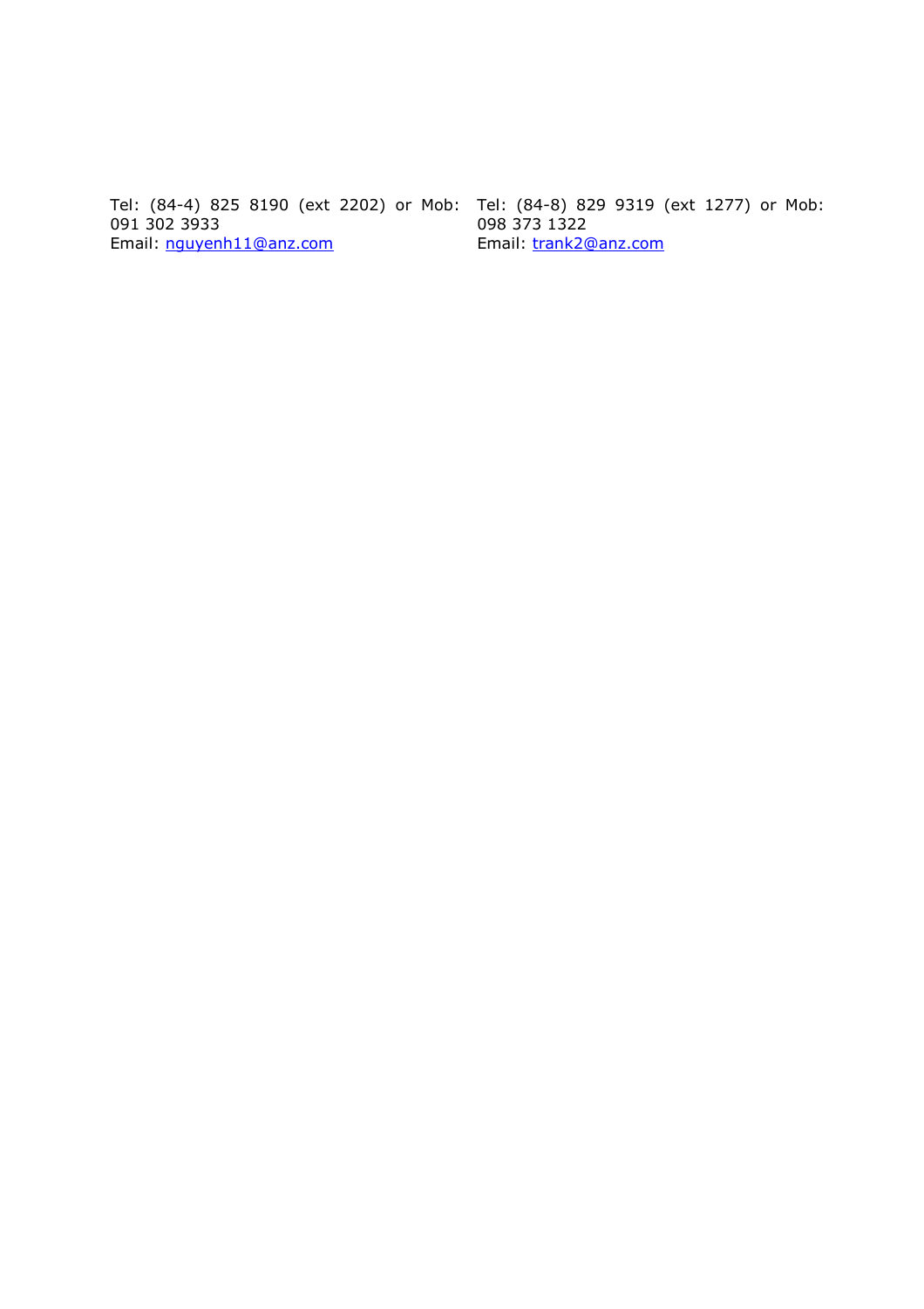Tel: (84-4) 825 8190 (ext 2202) or Mob: 091 302 3933
Email: nguyenh11@anz.com

Tel: (84-8) 829 9319 (ext 1277) or Mob: 098 373 1322
Email: trank2@anz.com